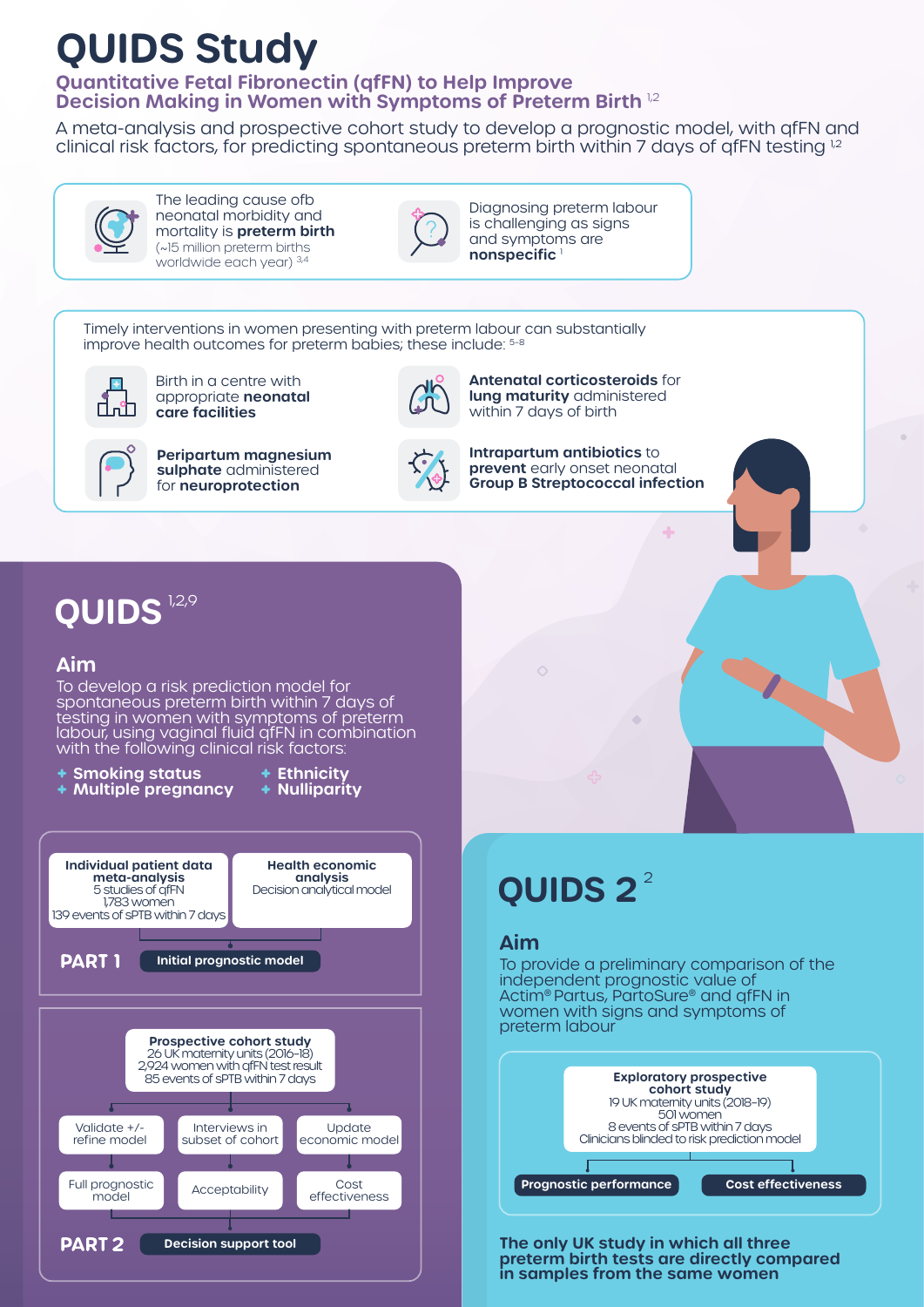# QUIDS Study

## Quantitative Fetal Fibronectin (qfFN) to Help Improve Decision Making in Women with Symptoms of Preterm Birth [1,2]

A meta-analysis and prospective cohort study to develop a prognostic model, with qfFN and clinical risk factors, for predicting spontaneous preterm birth within 7 days of qfFN testing [1,2]

The leading cause ofb neonatal morbidity and mortality is **preterm birth** (~15 million preterm births worldwide each year) [3,4]

Diagnosing preterm labour is challenging as signs and symptoms are **nonspecific** [1]

Timely interventions in women presenting with preterm labour can substantially improve health outcomes for preterm babies; these include: [5–8]

- Birth in a centre with appropriate **neonatal care facilities**
- **Antenatal corticosteroids** for **lung maturity** administered within 7 days of birth
- **Peripartum magnesium sulphate** administered for **neuroprotection**
- **Intrapartum antibiotics** to **prevent** early onset neonatal **Group B Streptococcal infection**

## QUIDS [1,2,9]

### Aim

To develop a risk prediction model for spontaneous preterm birth within 7 days of testing in women with symptoms of preterm labour, using vaginal fluid qfFN in combination with the following clinical risk factors:

- **Smoking status**
- **Ethnicity**
- **Multiple pregnancy**
- **Nulliparity**

**PART 1** — Initial prognostic model

- **Individual patient data meta-analysis**: 5 studies of qfFN, 1,783 women, 139 events of sPTB within 7 days
- **Health economic analysis**: Decision analytical model

**PART 2** — Decision support tool

- **Prospective cohort study**: 26 UK maternity units (2016–18), 2,924 women with qfFN test result, 85 events of sPTB within 7 days
  - Validate +/- refine model → Full prognostic model
  - Interviews in subset of cohort → Acceptability
  - Update economic model → Cost effectiveness

## QUIDS 2 [2]

### Aim

To provide a preliminary comparison of the independent prognostic value of Actim® Partus, PartoSure® and qfFN in women with signs and symptoms of preterm labour

- **Exploratory prospective cohort study**: 19 UK maternity units (2018–19), 501 women, 8 events of sPTB within 7 days, Clinicians blinded to risk prediction model
  - Prognostic performance
  - Cost effectiveness

**The only UK study in which all three preterm birth tests are directly compared in samples from the same women**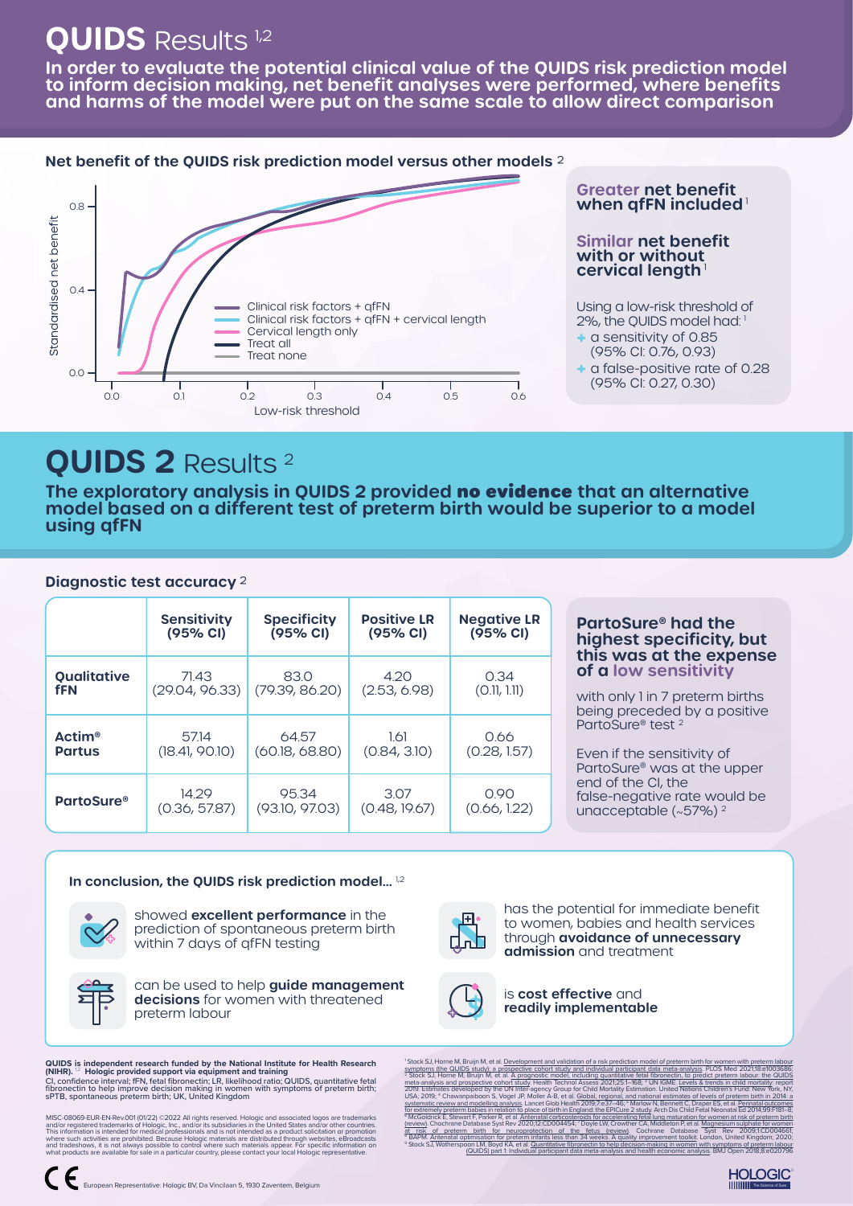# QUIDS Results [1,2]

**In order to evaluate the potential clinical value of the QUIDS risk prediction model to inform decision making, net benefit analyses were performed, where benefits and harms of the model were put on the same scale to allow direct comparison**

### Net benefit of the QUIDS risk prediction model versus other models [2]

Standardised net benefit

0.8
0.4
0.0

0.0 0.1 0.2 0.3 0.4 0.5 0.6

Low-risk threshold

Clinical risk factors + qfFN
Clinical risk factors + qfFN + cervical length
Cervical length only
Treat all
Treat none

**Greater net benefit when qfFN included** [1]

**Similar net benefit with or without cervical length** [1]

Using a low-risk threshold of 2%, the QUIDS model had: [1]

- a sensitivity of 0.85 (95% CI: 0.76, 0.93)
- a false-positive rate of 0.28 (95% CI: 0.27, 0.30)

# QUIDS 2 Results [2]

**The exploratory analysis in QUIDS 2 provided no evidence that an alternative model based on a different test of preterm birth would be superior to a model using qfFN**

### Diagnostic test accuracy [2]

| | Sensitivity (95% CI) | Specificity (95% CI) | Positive LR (95% CI) | Negative LR (95% CI) |
|---|---|---|---|---|
| **Qualitative fFN** | 71.43 (29.04, 96.33) | 83.0 (79.39, 86.20) | 4.20 (2.53, 6.98) | 0.34 (0.11, 1.11) |
| **Actim® Partus** | 57.14 (18.41, 90.10) | 64.57 (60.18, 68.80) | 1.61 (0.84, 3.10) | 0.66 (0.28, 1.57) |
| **PartoSure®** | 14.29 (0.36, 57.87) | 95.34 (93.10, 97.03) | 3.07 (0.48, 19.67) | 0.90 (0.66, 1.22) |

**PartoSure® had the highest specificity, but this was at the expense of a low sensitivity**

with only 1 in 7 preterm births being preceded by a positive PartoSure® test [2]

Even if the sensitivity of PartoSure® was at the upper end of the CI, the false-negative rate would be unacceptable (~57%) [2]

### In conclusion, the QUIDS risk prediction model... [1,2]

- showed **excellent performance** in the prediction of spontaneous preterm birth within 7 days of qfFN testing
- has the potential for immediate benefit to women, babies and health services through **avoidance of unnecessary admission** and treatment
- can be used to help **guide management decisions** for women with threatened preterm labour
- is **cost effective** and **readily implementable**

**QUIDS is independent research funded by the National Institute for Health Research (NIHR).** [1,2] **Hologic provided support via equipment and training**

CI, confidence interval; fFN, fetal fibronectin; LR, likelihood ratio; QUIDS, quantitative fetal fibronectin to help improve decision making in women with symptoms of preterm birth; sPTB, spontaneous preterm birth; UK, United Kingdom

MISC-08069-EUR-EN Rev.001 (01/22) ©2022 All rights reserved. Hologic and associated logos are trademarks and/or registered trademarks of Hologic, Inc., and/or its subsidiaries in the United States and/or other countries. This information is intended for medical professionals and is not intended as a product solicitation or promotion where such activities are prohibited. Because Hologic materials are distributed through websites, eBroadcasts and tradeshows, it is not always possible to control where such materials appear. For specific information on what products are available for sale in a particular country, please contact your local Hologic representative.

[1] Stock SJ, Horne M, Bruijn M, et al. Development and validation of a risk prediction model of preterm birth for women with preterm labour symptoms (the QUIDS study): a prospective cohort study and individual participant data meta-analysis. PLOS Med 2021;18:e1003686; [2] Stock SJ, Horne M, Bruijn M, et al. A prognostic model, including quantitative fetal fibronectin, to predict preterm labour: the QUIDS meta-analysis and prospective cohort study. Health Technol Assess 2021;25:1–168; [3] UN IGME. Levels & trends in child mortality: report 2019. Estimates developed by the UN Inter-agency Group for Child Mortality Estimation. United Nations Children's Fund: New York, NY, USA; 2019; [4] Chawanpaiboon S, Vogel JP, Moller A-B, et al. Global, regional, and national estimates of levels of preterm birth in 2014: a systematic review and modelling analysis. Lancet Glob Health 2019;7:e37–46; [5] Marlow N, Bennett C, Draper ES, et al. Perinatal outcomes for extremely preterm babies in relation to place of birth in England: the EPICure 2 study. Arch Dis Child Fetal Neonatal Ed 2014;99:F181–8; [6] McGoldrick E, Stewart F, Parker R, et al. Antenatal corticosteroids for accelerating fetal lung maturation for women at risk of preterm birth (review). Cochrane Database Syst Rev 2020;12:CD004454; [7] Doyle LW, Crowther CA, Middleton P, et al. Magnesium sulphate for women at risk of preterm birth for neuroprotection of the fetus (review). Cochrane Database Syst Rev 2009;1:CD004661; [8] BAPM. Antenatal optimisation for preterm infants less than 34 weeks. A quality improvement toolkit. London, United Kingdom; 2020; [9] Stock SJ, Wotherspoon LM, Boyd KA, et al. Quantitative fibronectin to help decision-making in women with symptoms of preterm labour (QUIDS) part 1: Individual participant data meta-analysis and health economic analysis. BMJ Open 2018;8:e020796

CE European Representative: Hologic BV, Da Vincilaan 5, 1930 Zaventem, Belgium

HOLOGIC® The Science of Sure